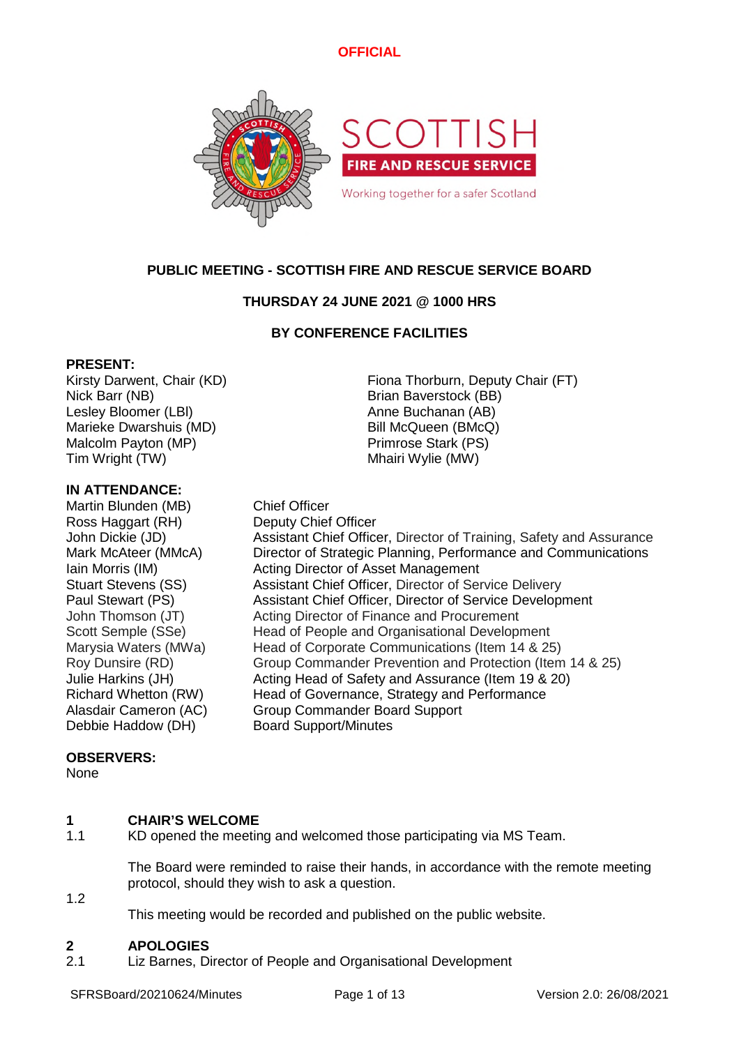**OFFICIAL**

# PUBLIC MEETING - SCOTTISH FIRE AND RESCUE SERVICE BOARD

## THURSDAY 24 JUNE 2021 @ 1000 HRS

## BY CONFERENCE FACILITIES

**PRESENT:**

Kirsty Darwent, Chair (KD)
Nick Barr (NB)
Lesley Bloomer (LBl)
Marieke Dwarshuis (MD)
Malcolm Payton (MP)
Tim Wright (TW)
Fiona Thorburn, Deputy Chair (FT)
Brian Baverstock (BB)
Anne Buchanan (AB)
Bill McQueen (BMcQ)
Primrose Stark (PS)
Mhairi Wylie (MW)

**IN ATTENDANCE:**

| | |
|---|---|
| Martin Blunden (MB) | Chief Officer |
| Ross Haggart (RH) | Deputy Chief Officer |
| John Dickie (JD) | Assistant Chief Officer, Director of Training, Safety and Assurance |
| Mark McAteer (MMcA) | Director of Strategic Planning, Performance and Communications |
| Iain Morris (IM) | Acting Director of Asset Management |
| Stuart Stevens (SS) | Assistant Chief Officer, Director of Service Delivery |
| Paul Stewart (PS) | Assistant Chief Officer, Director of Service Development |
| John Thomson (JT) | Acting Director of Finance and Procurement |
| Scott Semple (SSe) | Head of People and Organisational Development |
| Marysia Waters (MWa) | Head of Corporate Communications (Item 14 & 25) |
| Roy Dunsire (RD) | Group Commander Prevention and Protection (Item 14 & 25) |
| Julie Harkins (JH) | Acting Head of Safety and Assurance (Item 19 & 20) |
| Richard Whetton (RW) | Head of Governance, Strategy and Performance |
| Alasdair Cameron (AC) | Group Commander Board Support |
| Debbie Haddow (DH) | Board Support/Minutes |

**OBSERVERS:**

None

**1 CHAIR'S WELCOME**

1.1 KD opened the meeting and welcomed those participating via MS Team.

The Board were reminded to raise their hands, in accordance with the remote meeting protocol, should they wish to ask a question.

1.2 This meeting would be recorded and published on the public website.

**2 APOLOGIES**

2.1 Liz Barnes, Director of People and Organisational Development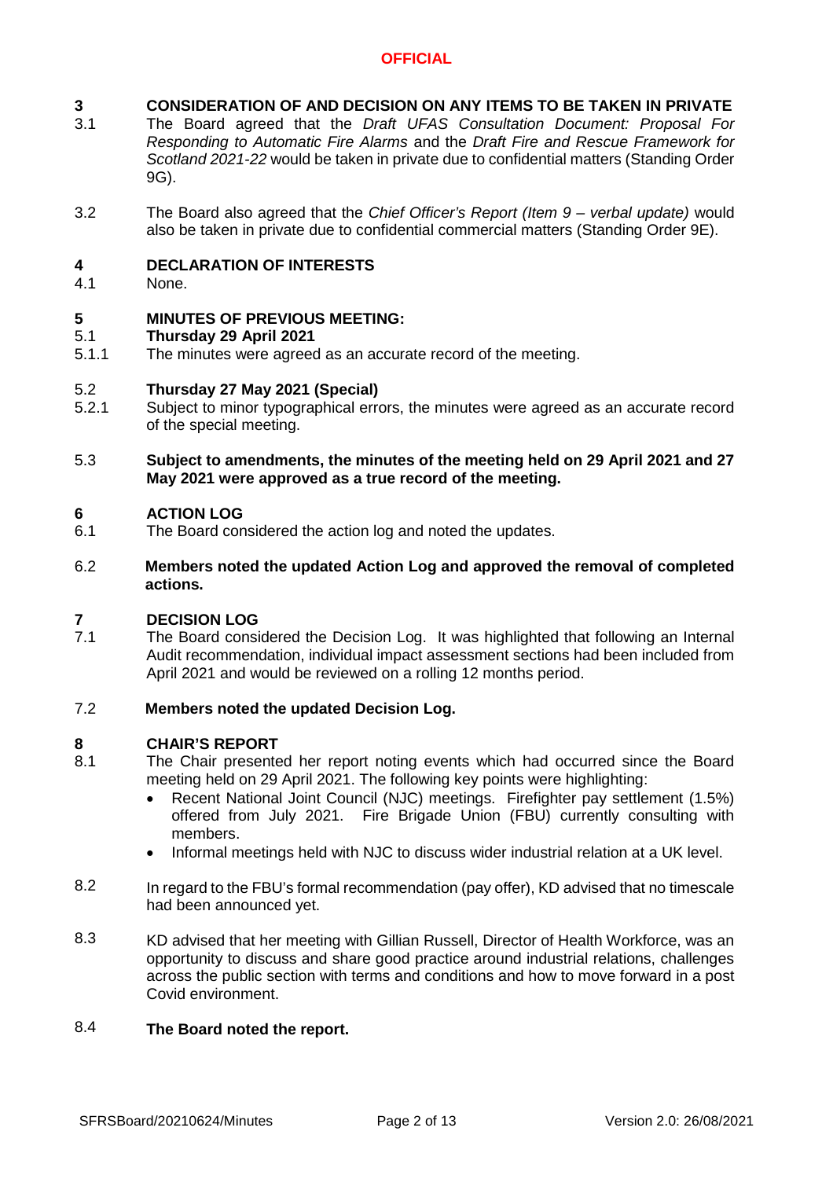## 3 CONSIDERATION OF AND DECISION ON ANY ITEMS TO BE TAKEN IN PRIVATE

3.1 The Board agreed that the *Draft UFAS Consultation Document: Proposal For Responding to Automatic Fire Alarms* and the *Draft Fire and Rescue Framework for Scotland 2021-22* would be taken in private due to confidential matters (Standing Order 9G).

3.2 The Board also agreed that the *Chief Officer's Report (Item 9 – verbal update)* would also be taken in private due to confidential commercial matters (Standing Order 9E).

## 4 DECLARATION OF INTERESTS

4.1 None.

## 5 MINUTES OF PREVIOUS MEETING:

### 5.1 Thursday 29 April 2021

5.1.1 The minutes were agreed as an accurate record of the meeting.

### 5.2 Thursday 27 May 2021 (Special)

5.2.1 Subject to minor typographical errors, the minutes were agreed as an accurate record of the special meeting.

5.3 **Subject to amendments, the minutes of the meeting held on 29 April 2021 and 27 May 2021 were approved as a true record of the meeting.**

## 6 ACTION LOG

6.1 The Board considered the action log and noted the updates.

6.2 **Members noted the updated Action Log and approved the removal of completed actions.**

## 7 DECISION LOG

7.1 The Board considered the Decision Log. It was highlighted that following an Internal Audit recommendation, individual impact assessment sections had been included from April 2021 and would be reviewed on a rolling 12 months period.

7.2 **Members noted the updated Decision Log.**

## 8 CHAIR'S REPORT

8.1 The Chair presented her report noting events which had occurred since the Board meeting held on 29 April 2021. The following key points were highlighting:

- Recent National Joint Council (NJC) meetings. Firefighter pay settlement (1.5%) offered from July 2021. Fire Brigade Union (FBU) currently consulting with members.
- Informal meetings held with NJC to discuss wider industrial relation at a UK level.

8.2 In regard to the FBU's formal recommendation (pay offer), KD advised that no timescale had been announced yet.

8.3 KD advised that her meeting with Gillian Russell, Director of Health Workforce, was an opportunity to discuss and share good practice around industrial relations, challenges across the public section with terms and conditions and how to move forward in a post Covid environment.

8.4 **The Board noted the report.**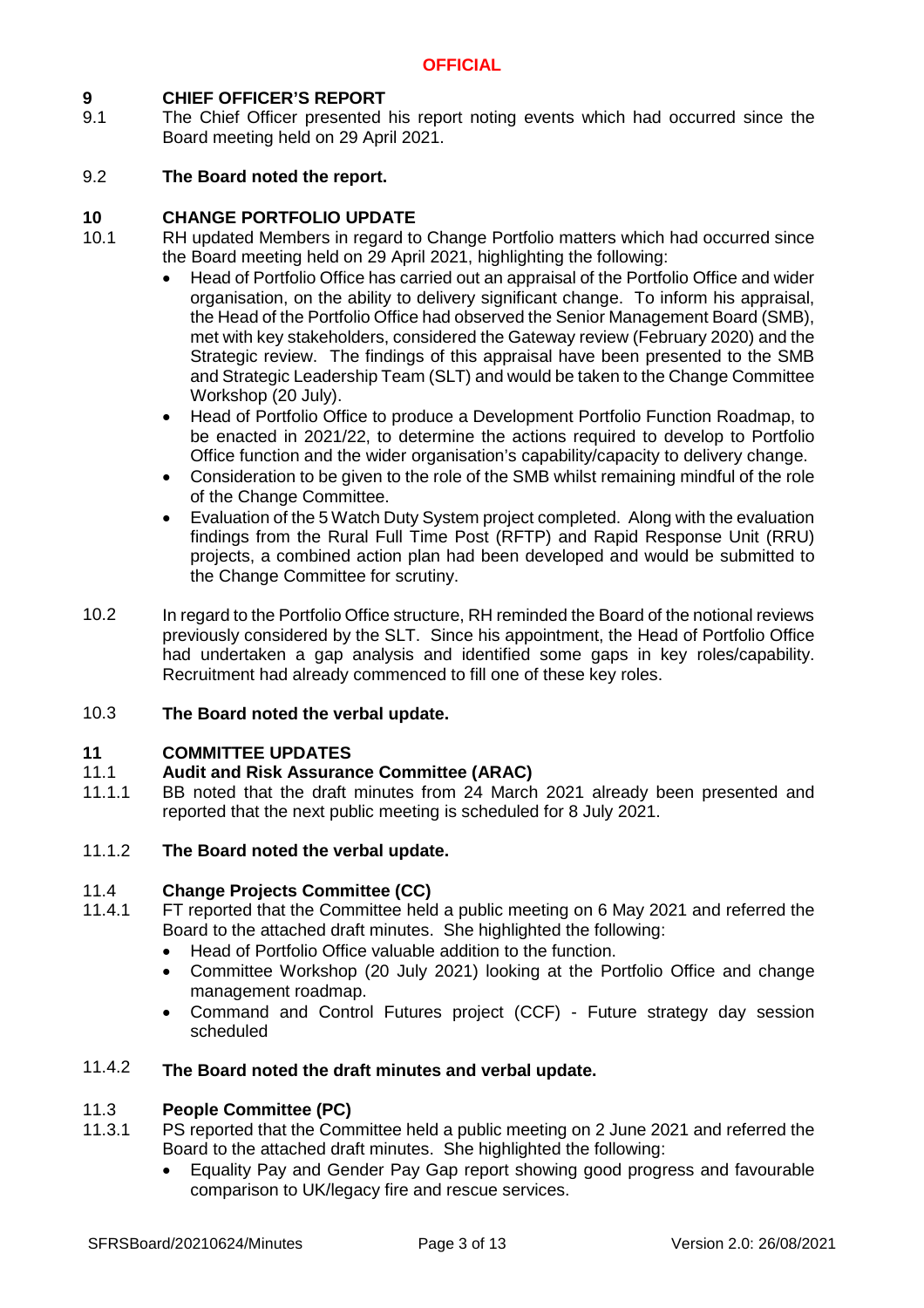**OFFICIAL**

**9 CHIEF OFFICER'S REPORT**

9.1 The Chief Officer presented his report noting events which had occurred since the Board meeting held on 29 April 2021.

9.2 **The Board noted the report.**

**10 CHANGE PORTFOLIO UPDATE**

10.1 RH updated Members in regard to Change Portfolio matters which had occurred since the Board meeting held on 29 April 2021, highlighting the following:

- Head of Portfolio Office has carried out an appraisal of the Portfolio Office and wider organisation, on the ability to delivery significant change. To inform his appraisal, the Head of the Portfolio Office had observed the Senior Management Board (SMB), met with key stakeholders, considered the Gateway review (February 2020) and the Strategic review. The findings of this appraisal have been presented to the SMB and Strategic Leadership Team (SLT) and would be taken to the Change Committee Workshop (20 July).
- Head of Portfolio Office to produce a Development Portfolio Function Roadmap, to be enacted in 2021/22, to determine the actions required to develop to Portfolio Office function and the wider organisation's capability/capacity to delivery change.
- Consideration to be given to the role of the SMB whilst remaining mindful of the role of the Change Committee.
- Evaluation of the 5 Watch Duty System project completed. Along with the evaluation findings from the Rural Full Time Post (RFTP) and Rapid Response Unit (RRU) projects, a combined action plan had been developed and would be submitted to the Change Committee for scrutiny.

10.2 In regard to the Portfolio Office structure, RH reminded the Board of the notional reviews previously considered by the SLT. Since his appointment, the Head of Portfolio Office had undertaken a gap analysis and identified some gaps in key roles/capability. Recruitment had already commenced to fill one of these key roles.

10.3 **The Board noted the verbal update.**

**11 COMMITTEE UPDATES**

**11.1 Audit and Risk Assurance Committee (ARAC)**

11.1.1 BB noted that the draft minutes from 24 March 2021 already been presented and reported that the next public meeting is scheduled for 8 July 2021.

11.1.2 **The Board noted the verbal update.**

**11.4 Change Projects Committee (CC)**

11.4.1 FT reported that the Committee held a public meeting on 6 May 2021 and referred the Board to the attached draft minutes. She highlighted the following:

- Head of Portfolio Office valuable addition to the function.
- Committee Workshop (20 July 2021) looking at the Portfolio Office and change management roadmap.
- Command and Control Futures project (CCF) - Future strategy day session scheduled

11.4.2 **The Board noted the draft minutes and verbal update.**

**11.3 People Committee (PC)**

11.3.1 PS reported that the Committee held a public meeting on 2 June 2021 and referred the Board to the attached draft minutes. She highlighted the following:

- Equality Pay and Gender Pay Gap report showing good progress and favourable comparison to UK/legacy fire and rescue services.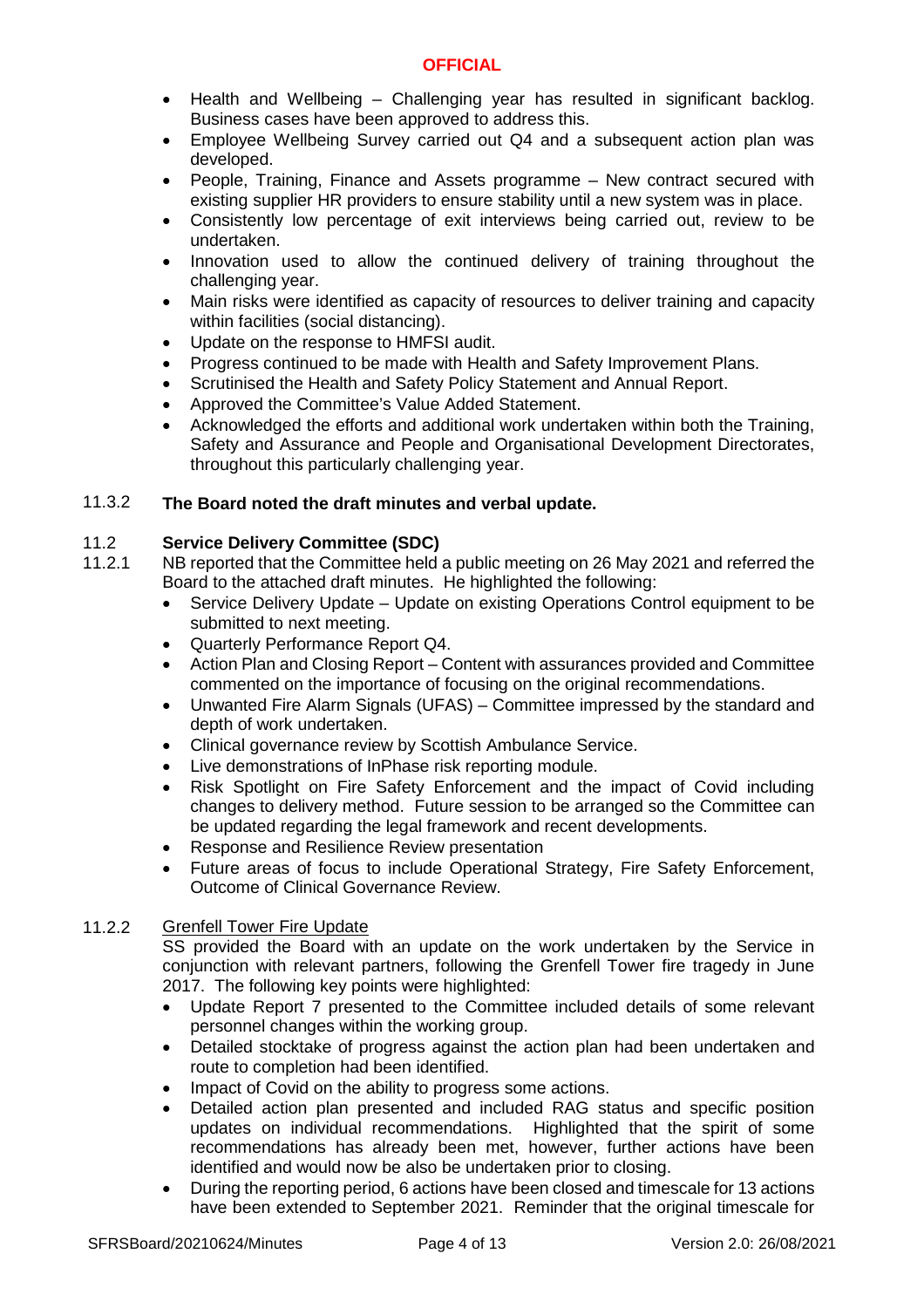- Health and Wellbeing – Challenging year has resulted in significant backlog. Business cases have been approved to address this.
- Employee Wellbeing Survey carried out Q4 and a subsequent action plan was developed.
- People, Training, Finance and Assets programme – New contract secured with existing supplier HR providers to ensure stability until a new system was in place.
- Consistently low percentage of exit interviews being carried out, review to be undertaken.
- Innovation used to allow the continued delivery of training throughout the challenging year.
- Main risks were identified as capacity of resources to deliver training and capacity within facilities (social distancing).
- Update on the response to HMFSI audit.
- Progress continued to be made with Health and Safety Improvement Plans.
- Scrutinised the Health and Safety Policy Statement and Annual Report.
- Approved the Committee's Value Added Statement.
- Acknowledged the efforts and additional work undertaken within both the Training, Safety and Assurance and People and Organisational Development Directorates, throughout this particularly challenging year.

11.3.2 **The Board noted the draft minutes and verbal update.**

### 11.2 Service Delivery Committee (SDC)

11.2.1 NB reported that the Committee held a public meeting on 26 May 2021 and referred the Board to the attached draft minutes. He highlighted the following:

- Service Delivery Update – Update on existing Operations Control equipment to be submitted to next meeting.
- Quarterly Performance Report Q4.
- Action Plan and Closing Report – Content with assurances provided and Committee commented on the importance of focusing on the original recommendations.
- Unwanted Fire Alarm Signals (UFAS) – Committee impressed by the standard and depth of work undertaken.
- Clinical governance review by Scottish Ambulance Service.
- Live demonstrations of InPhase risk reporting module.
- Risk Spotlight on Fire Safety Enforcement and the impact of Covid including changes to delivery method. Future session to be arranged so the Committee can be updated regarding the legal framework and recent developments.
- Response and Resilience Review presentation
- Future areas of focus to include Operational Strategy, Fire Safety Enforcement, Outcome of Clinical Governance Review.

11.2.2 Grenfell Tower Fire Update

SS provided the Board with an update on the work undertaken by the Service in conjunction with relevant partners, following the Grenfell Tower fire tragedy in June 2017. The following key points were highlighted:

- Update Report 7 presented to the Committee included details of some relevant personnel changes within the working group.
- Detailed stocktake of progress against the action plan had been undertaken and route to completion had been identified.
- Impact of Covid on the ability to progress some actions.
- Detailed action plan presented and included RAG status and specific position updates on individual recommendations. Highlighted that the spirit of some recommendations has already been met, however, further actions have been identified and would now be also be undertaken prior to closing.
- During the reporting period, 6 actions have been closed and timescale for 13 actions have been extended to September 2021. Reminder that the original timescale for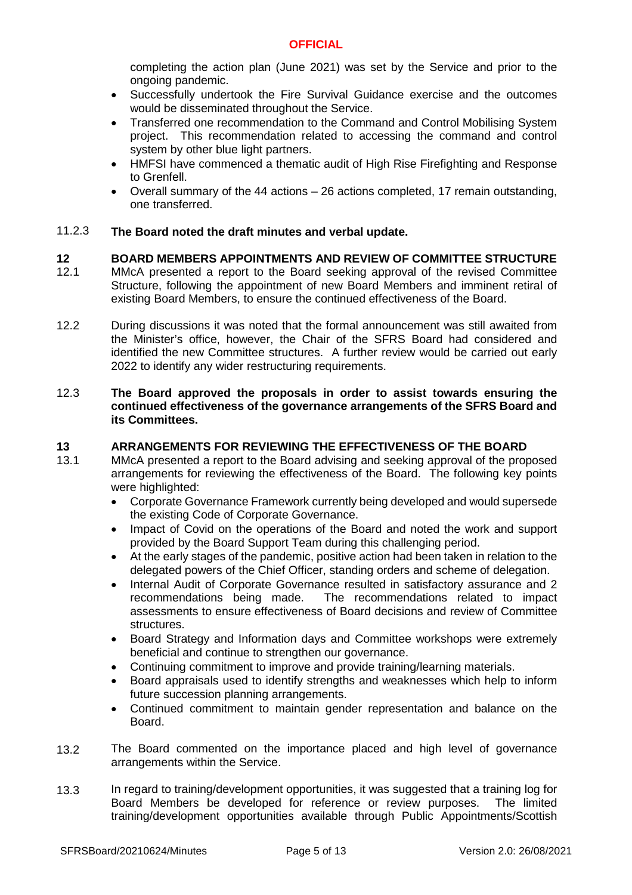completing the action plan (June 2021) was set by the Service and prior to the ongoing pandemic.

- Successfully undertook the Fire Survival Guidance exercise and the outcomes would be disseminated throughout the Service.
- Transferred one recommendation to the Command and Control Mobilising System project. This recommendation related to accessing the command and control system by other blue light partners.
- HMFSI have commenced a thematic audit of High Rise Firefighting and Response to Grenfell.
- Overall summary of the 44 actions – 26 actions completed, 17 remain outstanding, one transferred.

11.2.3 **The Board noted the draft minutes and verbal update.**

## 12 BOARD MEMBERS APPOINTMENTS AND REVIEW OF COMMITTEE STRUCTURE

12.1 MMcA presented a report to the Board seeking approval of the revised Committee Structure, following the appointment of new Board Members and imminent retiral of existing Board Members, to ensure the continued effectiveness of the Board.

12.2 During discussions it was noted that the formal announcement was still awaited from the Minister's office, however, the Chair of the SFRS Board had considered and identified the new Committee structures. A further review would be carried out early 2022 to identify any wider restructuring requirements.

12.3 **The Board approved the proposals in order to assist towards ensuring the continued effectiveness of the governance arrangements of the SFRS Board and its Committees.**

## 13 ARRANGEMENTS FOR REVIEWING THE EFFECTIVENESS OF THE BOARD

13.1 MMcA presented a report to the Board advising and seeking approval of the proposed arrangements for reviewing the effectiveness of the Board. The following key points were highlighted:

- Corporate Governance Framework currently being developed and would supersede the existing Code of Corporate Governance.
- Impact of Covid on the operations of the Board and noted the work and support provided by the Board Support Team during this challenging period.
- At the early stages of the pandemic, positive action had been taken in relation to the delegated powers of the Chief Officer, standing orders and scheme of delegation.
- Internal Audit of Corporate Governance resulted in satisfactory assurance and 2 recommendations being made. The recommendations related to impact assessments to ensure effectiveness of Board decisions and review of Committee structures.
- Board Strategy and Information days and Committee workshops were extremely beneficial and continue to strengthen our governance.
- Continuing commitment to improve and provide training/learning materials.
- Board appraisals used to identify strengths and weaknesses which help to inform future succession planning arrangements.
- Continued commitment to maintain gender representation and balance on the Board.

13.2 The Board commented on the importance placed and high level of governance arrangements within the Service.

13.3 In regard to training/development opportunities, it was suggested that a training log for Board Members be developed for reference or review purposes. The limited training/development opportunities available through Public Appointments/Scottish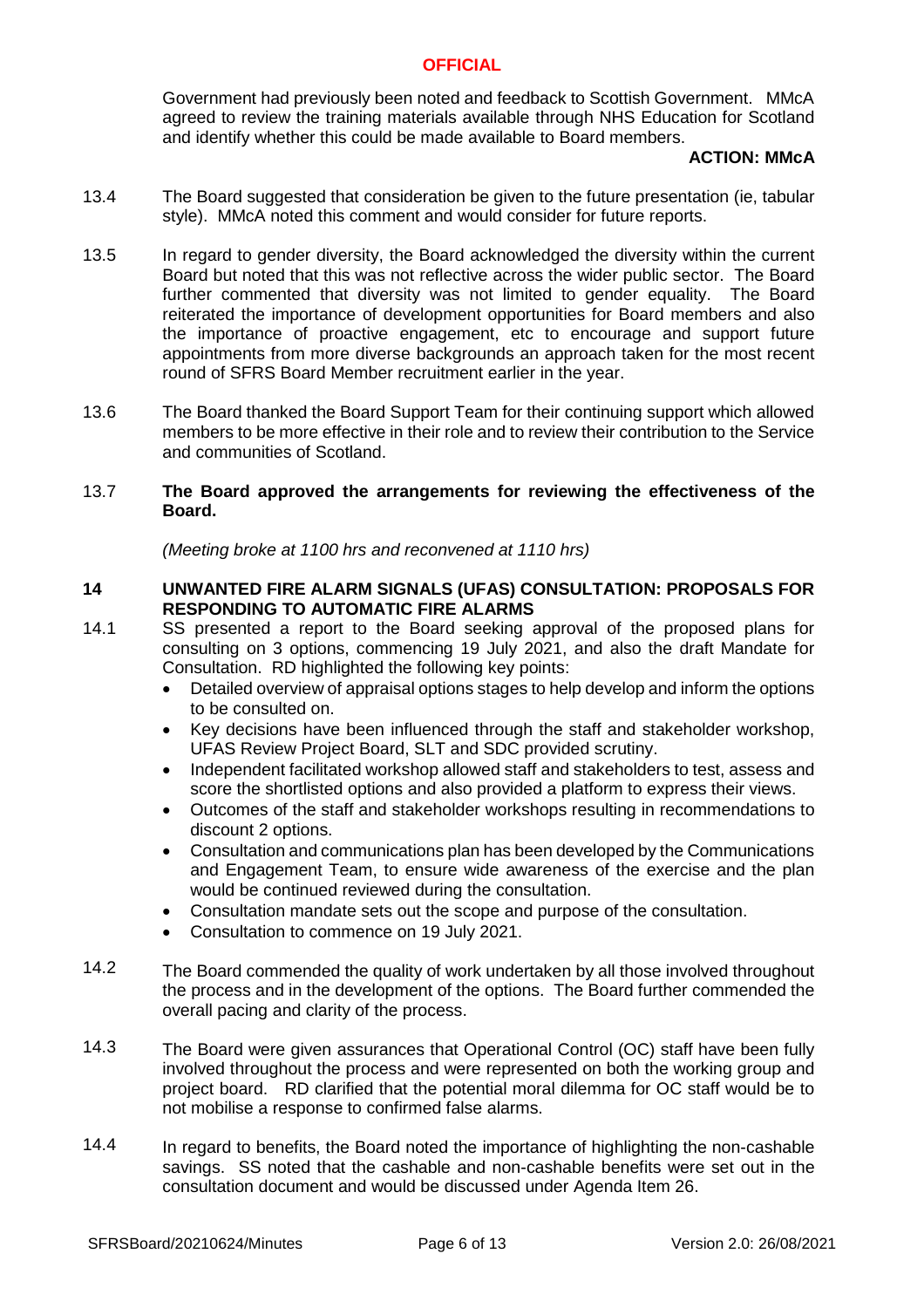Government had previously been noted and feedback to Scottish Government. MMcA agreed to review the training materials available through NHS Education for Scotland and identify whether this could be made available to Board members.

**ACTION: MMcA**

13.4 The Board suggested that consideration be given to the future presentation (ie, tabular style). MMcA noted this comment and would consider for future reports.

13.5 In regard to gender diversity, the Board acknowledged the diversity within the current Board but noted that this was not reflective across the wider public sector. The Board further commented that diversity was not limited to gender equality. The Board reiterated the importance of development opportunities for Board members and also the importance of proactive engagement, etc to encourage and support future appointments from more diverse backgrounds an approach taken for the most recent round of SFRS Board Member recruitment earlier in the year.

13.6 The Board thanked the Board Support Team for their continuing support which allowed members to be more effective in their role and to review their contribution to the Service and communities of Scotland.

13.7 **The Board approved the arrangements for reviewing the effectiveness of the Board.**

*(Meeting broke at 1100 hrs and reconvened at 1110 hrs)*

## 14 UNWANTED FIRE ALARM SIGNALS (UFAS) CONSULTATION: PROPOSALS FOR RESPONDING TO AUTOMATIC FIRE ALARMS

14.1 SS presented a report to the Board seeking approval of the proposed plans for consulting on 3 options, commencing 19 July 2021, and also the draft Mandate for Consultation. RD highlighted the following key points:

- Detailed overview of appraisal options stages to help develop and inform the options to be consulted on.
- Key decisions have been influenced through the staff and stakeholder workshop, UFAS Review Project Board, SLT and SDC provided scrutiny.
- Independent facilitated workshop allowed staff and stakeholders to test, assess and score the shortlisted options and also provided a platform to express their views.
- Outcomes of the staff and stakeholder workshops resulting in recommendations to discount 2 options.
- Consultation and communications plan has been developed by the Communications and Engagement Team, to ensure wide awareness of the exercise and the plan would be continued reviewed during the consultation.
- Consultation mandate sets out the scope and purpose of the consultation.
- Consultation to commence on 19 July 2021.

14.2 The Board commended the quality of work undertaken by all those involved throughout the process and in the development of the options. The Board further commended the overall pacing and clarity of the process.

14.3 The Board were given assurances that Operational Control (OC) staff have been fully involved throughout the process and were represented on both the working group and project board. RD clarified that the potential moral dilemma for OC staff would be to not mobilise a response to confirmed false alarms.

14.4 In regard to benefits, the Board noted the importance of highlighting the non-cashable savings. SS noted that the cashable and non-cashable benefits were set out in the consultation document and would be discussed under Agenda Item 26.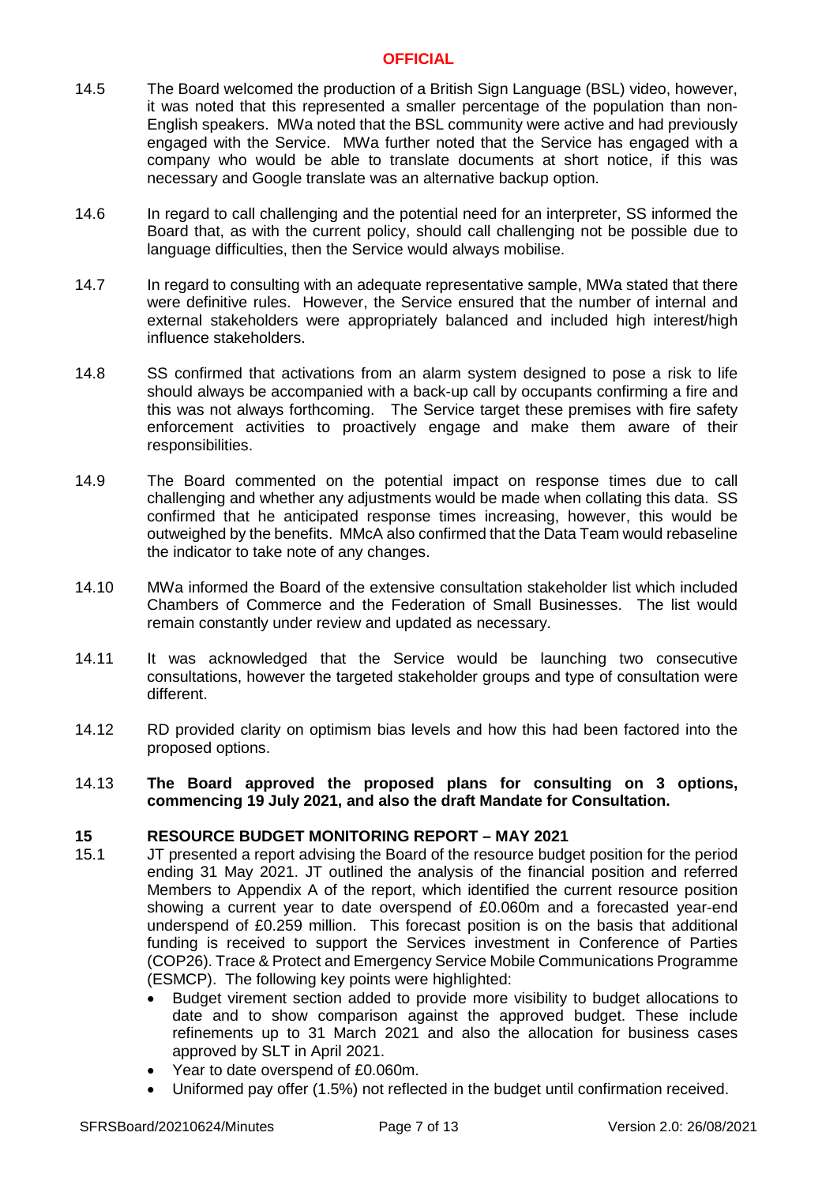14.5 The Board welcomed the production of a British Sign Language (BSL) video, however, it was noted that this represented a smaller percentage of the population than non-English speakers. MWa noted that the BSL community were active and had previously engaged with the Service. MWa further noted that the Service has engaged with a company who would be able to translate documents at short notice, if this was necessary and Google translate was an alternative backup option.

14.6 In regard to call challenging and the potential need for an interpreter, SS informed the Board that, as with the current policy, should call challenging not be possible due to language difficulties, then the Service would always mobilise.

14.7 In regard to consulting with an adequate representative sample, MWa stated that there were definitive rules. However, the Service ensured that the number of internal and external stakeholders were appropriately balanced and included high interest/high influence stakeholders.

14.8 SS confirmed that activations from an alarm system designed to pose a risk to life should always be accompanied with a back-up call by occupants confirming a fire and this was not always forthcoming. The Service target these premises with fire safety enforcement activities to proactively engage and make them aware of their responsibilities.

14.9 The Board commented on the potential impact on response times due to call challenging and whether any adjustments would be made when collating this data. SS confirmed that he anticipated response times increasing, however, this would be outweighed by the benefits. MMcA also confirmed that the Data Team would rebaseline the indicator to take note of any changes.

14.10 MWa informed the Board of the extensive consultation stakeholder list which included Chambers of Commerce and the Federation of Small Businesses. The list would remain constantly under review and updated as necessary.

14.11 It was acknowledged that the Service would be launching two consecutive consultations, however the targeted stakeholder groups and type of consultation were different.

14.12 RD provided clarity on optimism bias levels and how this had been factored into the proposed options.

14.13 **The Board approved the proposed plans for consulting on 3 options, commencing 19 July 2021, and also the draft Mandate for Consultation.**

## 15 RESOURCE BUDGET MONITORING REPORT – MAY 2021

15.1 JT presented a report advising the Board of the resource budget position for the period ending 31 May 2021. JT outlined the analysis of the financial position and referred Members to Appendix A of the report, which identified the current resource position showing a current year to date overspend of £0.060m and a forecasted year-end underspend of £0.259 million. This forecast position is on the basis that additional funding is received to support the Services investment in Conference of Parties (COP26). Trace & Protect and Emergency Service Mobile Communications Programme (ESMCP). The following key points were highlighted:

- Budget virement section added to provide more visibility to budget allocations to date and to show comparison against the approved budget. These include refinements up to 31 March 2021 and also the allocation for business cases approved by SLT in April 2021.
- Year to date overspend of £0.060m.
- Uniformed pay offer (1.5%) not reflected in the budget until confirmation received.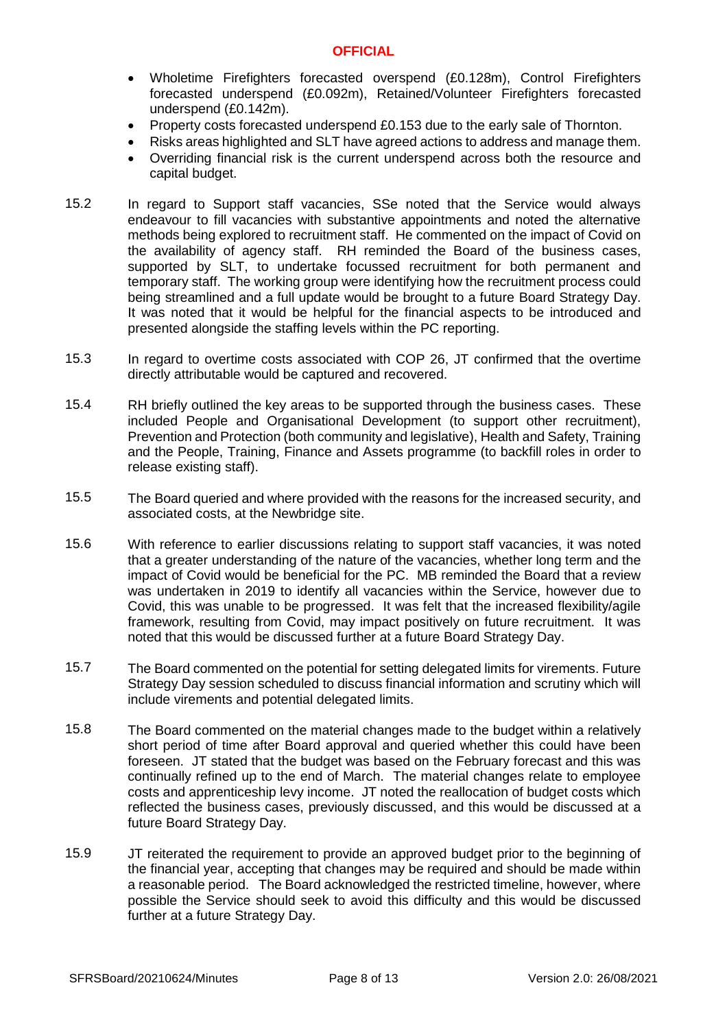- Wholetime Firefighters forecasted overspend (£0.128m), Control Firefighters forecasted underspend (£0.092m), Retained/Volunteer Firefighters forecasted underspend (£0.142m).
- Property costs forecasted underspend £0.153 due to the early sale of Thornton.
- Risks areas highlighted and SLT have agreed actions to address and manage them.
- Overriding financial risk is the current underspend across both the resource and capital budget.

15.2 In regard to Support staff vacancies, SSe noted that the Service would always endeavour to fill vacancies with substantive appointments and noted the alternative methods being explored to recruitment staff. He commented on the impact of Covid on the availability of agency staff. RH reminded the Board of the business cases, supported by SLT, to undertake focussed recruitment for both permanent and temporary staff. The working group were identifying how the recruitment process could being streamlined and a full update would be brought to a future Board Strategy Day. It was noted that it would be helpful for the financial aspects to be introduced and presented alongside the staffing levels within the PC reporting.

15.3 In regard to overtime costs associated with COP 26, JT confirmed that the overtime directly attributable would be captured and recovered.

15.4 RH briefly outlined the key areas to be supported through the business cases. These included People and Organisational Development (to support other recruitment), Prevention and Protection (both community and legislative), Health and Safety, Training and the People, Training, Finance and Assets programme (to backfill roles in order to release existing staff).

15.5 The Board queried and where provided with the reasons for the increased security, and associated costs, at the Newbridge site.

15.6 With reference to earlier discussions relating to support staff vacancies, it was noted that a greater understanding of the nature of the vacancies, whether long term and the impact of Covid would be beneficial for the PC. MB reminded the Board that a review was undertaken in 2019 to identify all vacancies within the Service, however due to Covid, this was unable to be progressed. It was felt that the increased flexibility/agile framework, resulting from Covid, may impact positively on future recruitment. It was noted that this would be discussed further at a future Board Strategy Day.

15.7 The Board commented on the potential for setting delegated limits for virements. Future Strategy Day session scheduled to discuss financial information and scrutiny which will include virements and potential delegated limits.

15.8 The Board commented on the material changes made to the budget within a relatively short period of time after Board approval and queried whether this could have been foreseen. JT stated that the budget was based on the February forecast and this was continually refined up to the end of March. The material changes relate to employee costs and apprenticeship levy income. JT noted the reallocation of budget costs which reflected the business cases, previously discussed, and this would be discussed at a future Board Strategy Day.

15.9 JT reiterated the requirement to provide an approved budget prior to the beginning of the financial year, accepting that changes may be required and should be made within a reasonable period. The Board acknowledged the restricted timeline, however, where possible the Service should seek to avoid this difficulty and this would be discussed further at a future Strategy Day.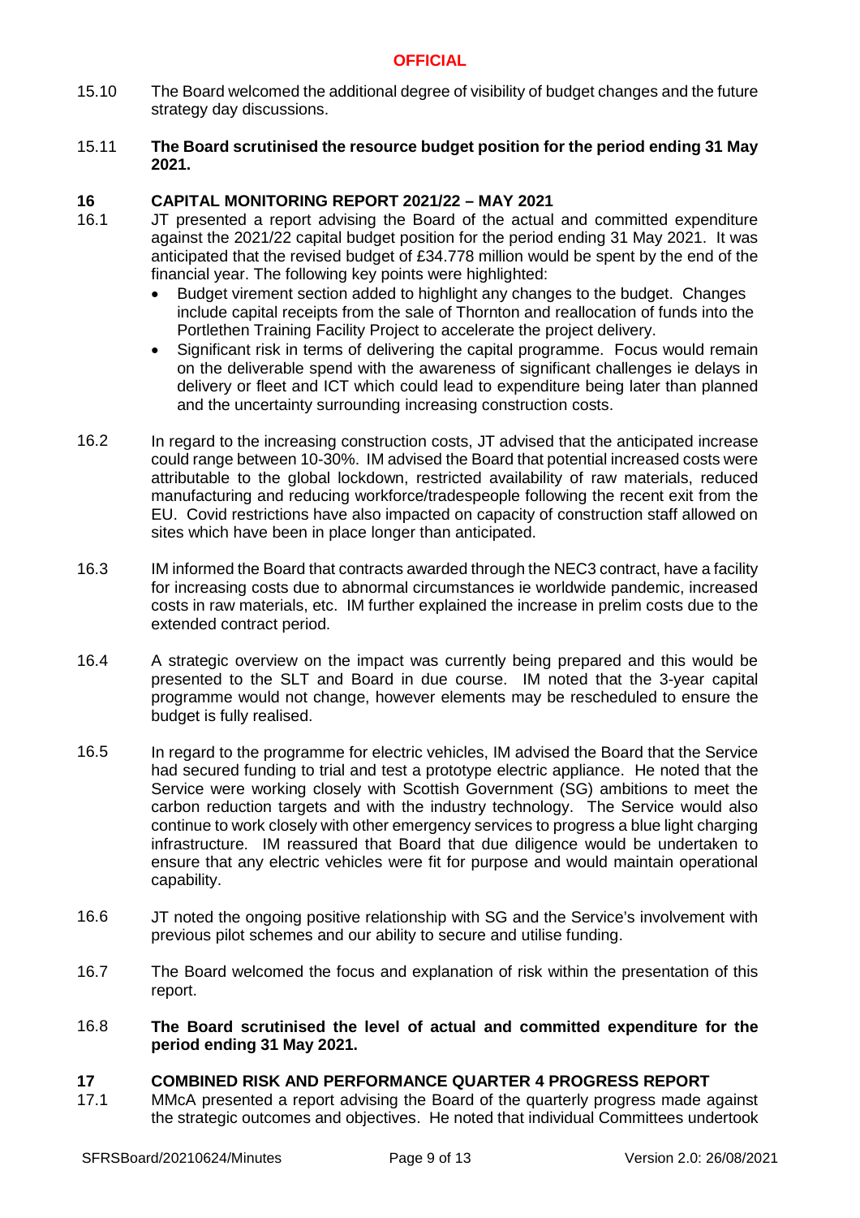15.10 The Board welcomed the additional degree of visibility of budget changes and the future strategy day discussions.

15.11 **The Board scrutinised the resource budget position for the period ending 31 May 2021.**

## 16 CAPITAL MONITORING REPORT 2021/22 – MAY 2021

16.1 JT presented a report advising the Board of the actual and committed expenditure against the 2021/22 capital budget position for the period ending 31 May 2021. It was anticipated that the revised budget of £34.778 million would be spent by the end of the financial year. The following key points were highlighted:

- Budget virement section added to highlight any changes to the budget. Changes include capital receipts from the sale of Thornton and reallocation of funds into the Portlethen Training Facility Project to accelerate the project delivery.
- Significant risk in terms of delivering the capital programme. Focus would remain on the deliverable spend with the awareness of significant challenges ie delays in delivery or fleet and ICT which could lead to expenditure being later than planned and the uncertainty surrounding increasing construction costs.

16.2 In regard to the increasing construction costs, JT advised that the anticipated increase could range between 10-30%. IM advised the Board that potential increased costs were attributable to the global lockdown, restricted availability of raw materials, reduced manufacturing and reducing workforce/tradespeople following the recent exit from the EU. Covid restrictions have also impacted on capacity of construction staff allowed on sites which have been in place longer than anticipated.

16.3 IM informed the Board that contracts awarded through the NEC3 contract, have a facility for increasing costs due to abnormal circumstances ie worldwide pandemic, increased costs in raw materials, etc. IM further explained the increase in prelim costs due to the extended contract period.

16.4 A strategic overview on the impact was currently being prepared and this would be presented to the SLT and Board in due course. IM noted that the 3-year capital programme would not change, however elements may be rescheduled to ensure the budget is fully realised.

16.5 In regard to the programme for electric vehicles, IM advised the Board that the Service had secured funding to trial and test a prototype electric appliance. He noted that the Service were working closely with Scottish Government (SG) ambitions to meet the carbon reduction targets and with the industry technology. The Service would also continue to work closely with other emergency services to progress a blue light charging infrastructure. IM reassured that Board that due diligence would be undertaken to ensure that any electric vehicles were fit for purpose and would maintain operational capability.

16.6 JT noted the ongoing positive relationship with SG and the Service's involvement with previous pilot schemes and our ability to secure and utilise funding.

16.7 The Board welcomed the focus and explanation of risk within the presentation of this report.

16.8 **The Board scrutinised the level of actual and committed expenditure for the period ending 31 May 2021.**

## 17 COMBINED RISK AND PERFORMANCE QUARTER 4 PROGRESS REPORT

17.1 MMcA presented a report advising the Board of the quarterly progress made against the strategic outcomes and objectives. He noted that individual Committees undertook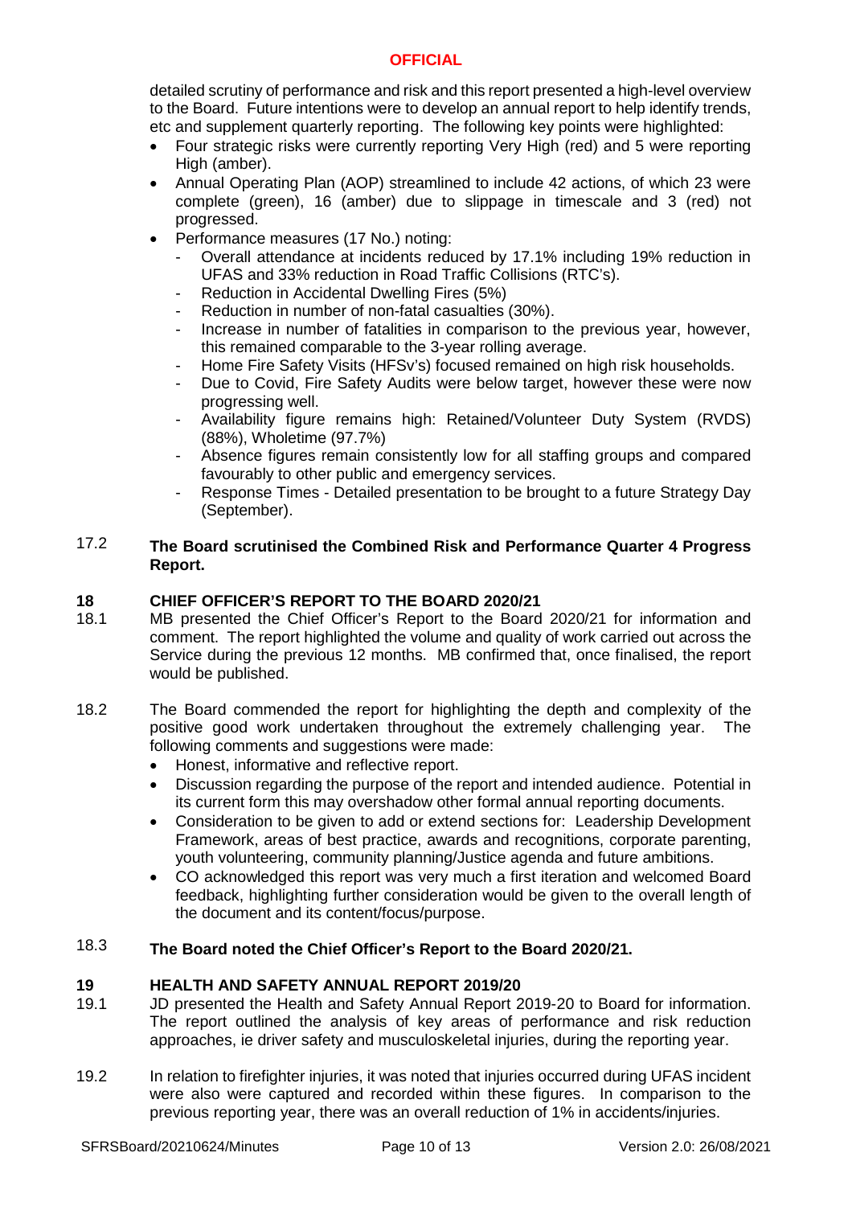detailed scrutiny of performance and risk and this report presented a high-level overview to the Board. Future intentions were to develop an annual report to help identify trends, etc and supplement quarterly reporting. The following key points were highlighted:

- Four strategic risks were currently reporting Very High (red) and 5 were reporting High (amber).
- Annual Operating Plan (AOP) streamlined to include 42 actions, of which 23 were complete (green), 16 (amber) due to slippage in timescale and 3 (red) not progressed.
- Performance measures (17 No.) noting:
  - Overall attendance at incidents reduced by 17.1% including 19% reduction in UFAS and 33% reduction in Road Traffic Collisions (RTC's).
  - Reduction in Accidental Dwelling Fires (5%)
  - Reduction in number of non-fatal casualties (30%).
  - Increase in number of fatalities in comparison to the previous year, however, this remained comparable to the 3-year rolling average.
  - Home Fire Safety Visits (HFSv's) focused remained on high risk households.
  - Due to Covid, Fire Safety Audits were below target, however these were now progressing well.
  - Availability figure remains high: Retained/Volunteer Duty System (RVDS) (88%), Wholetime (97.7%)
  - Absence figures remain consistently low for all staffing groups and compared favourably to other public and emergency services.
  - Response Times - Detailed presentation to be brought to a future Strategy Day (September).

17.2 **The Board scrutinised the Combined Risk and Performance Quarter 4 Progress Report.**

## 18 CHIEF OFFICER'S REPORT TO THE BOARD 2020/21

18.1 MB presented the Chief Officer's Report to the Board 2020/21 for information and comment. The report highlighted the volume and quality of work carried out across the Service during the previous 12 months. MB confirmed that, once finalised, the report would be published.

18.2 The Board commended the report for highlighting the depth and complexity of the positive good work undertaken throughout the extremely challenging year. The following comments and suggestions were made:

- Honest, informative and reflective report.
- Discussion regarding the purpose of the report and intended audience. Potential in its current form this may overshadow other formal annual reporting documents.
- Consideration to be given to add or extend sections for: Leadership Development Framework, areas of best practice, awards and recognitions, corporate parenting, youth volunteering, community planning/Justice agenda and future ambitions.
- CO acknowledged this report was very much a first iteration and welcomed Board feedback, highlighting further consideration would be given to the overall length of the document and its content/focus/purpose.

18.3 **The Board noted the Chief Officer's Report to the Board 2020/21.**

## 19 HEALTH AND SAFETY ANNUAL REPORT 2019/20

19.1 JD presented the Health and Safety Annual Report 2019-20 to Board for information. The report outlined the analysis of key areas of performance and risk reduction approaches, ie driver safety and musculoskeletal injuries, during the reporting year.

19.2 In relation to firefighter injuries, it was noted that injuries occurred during UFAS incident were also were captured and recorded within these figures. In comparison to the previous reporting year, there was an overall reduction of 1% in accidents/injuries.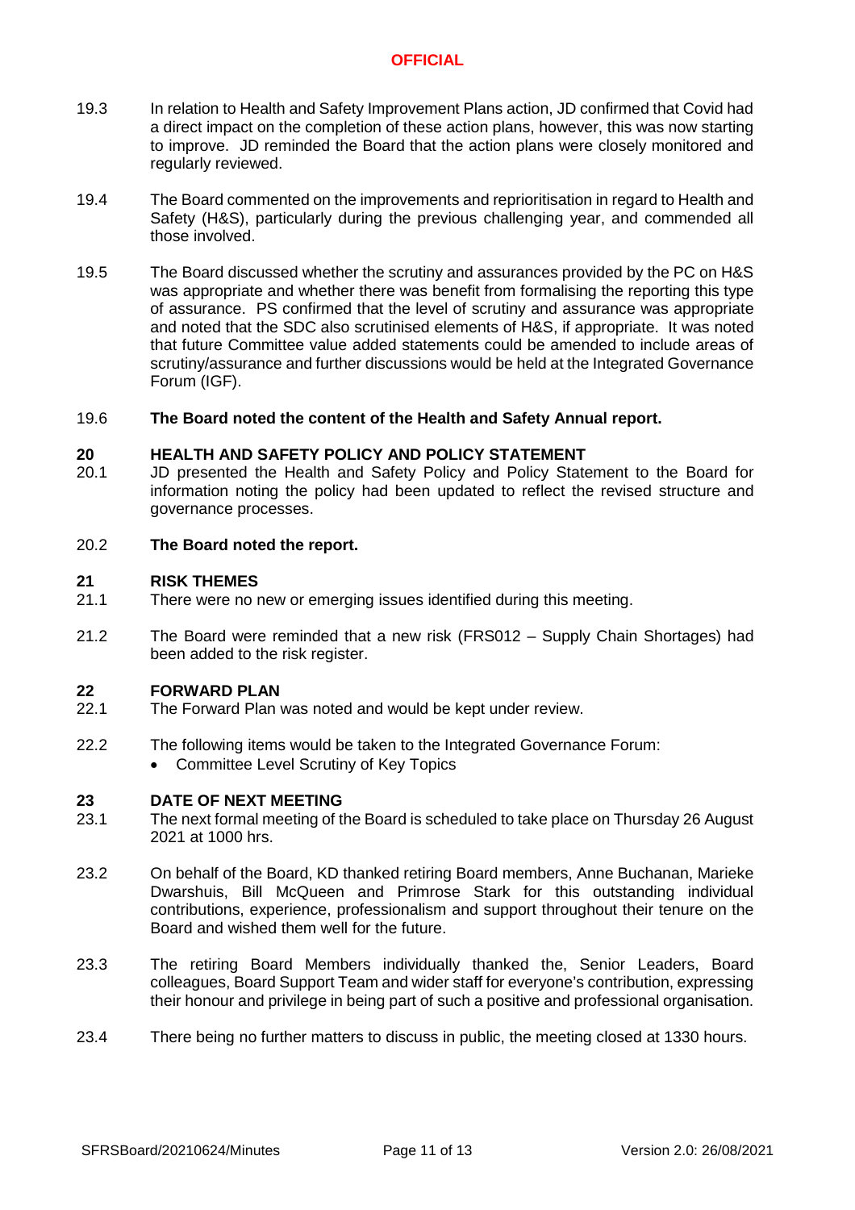19.3 In relation to Health and Safety Improvement Plans action, JD confirmed that Covid had a direct impact on the completion of these action plans, however, this was now starting to improve. JD reminded the Board that the action plans were closely monitored and regularly reviewed.

19.4 The Board commented on the improvements and reprioritisation in regard to Health and Safety (H&S), particularly during the previous challenging year, and commended all those involved.

19.5 The Board discussed whether the scrutiny and assurances provided by the PC on H&S was appropriate and whether there was benefit from formalising the reporting this type of assurance. PS confirmed that the level of scrutiny and assurance was appropriate and noted that the SDC also scrutinised elements of H&S, if appropriate. It was noted that future Committee value added statements could be amended to include areas of scrutiny/assurance and further discussions would be held at the Integrated Governance Forum (IGF).

19.6 **The Board noted the content of the Health and Safety Annual report.**

## 20 HEALTH AND SAFETY POLICY AND POLICY STATEMENT

20.1 JD presented the Health and Safety Policy and Policy Statement to the Board for information noting the policy had been updated to reflect the revised structure and governance processes.

20.2 **The Board noted the report.**

## 21 RISK THEMES

21.1 There were no new or emerging issues identified during this meeting.

21.2 The Board were reminded that a new risk (FRS012 – Supply Chain Shortages) had been added to the risk register.

## 22 FORWARD PLAN

22.1 The Forward Plan was noted and would be kept under review.

22.2 The following items would be taken to the Integrated Governance Forum:

- Committee Level Scrutiny of Key Topics

## 23 DATE OF NEXT MEETING

23.1 The next formal meeting of the Board is scheduled to take place on Thursday 26 August 2021 at 1000 hrs.

23.2 On behalf of the Board, KD thanked retiring Board members, Anne Buchanan, Marieke Dwarshuis, Bill McQueen and Primrose Stark for this outstanding individual contributions, experience, professionalism and support throughout their tenure on the Board and wished them well for the future.

23.3 The retiring Board Members individually thanked the, Senior Leaders, Board colleagues, Board Support Team and wider staff for everyone's contribution, expressing their honour and privilege in being part of such a positive and professional organisation.

23.4 There being no further matters to discuss in public, the meeting closed at 1330 hours.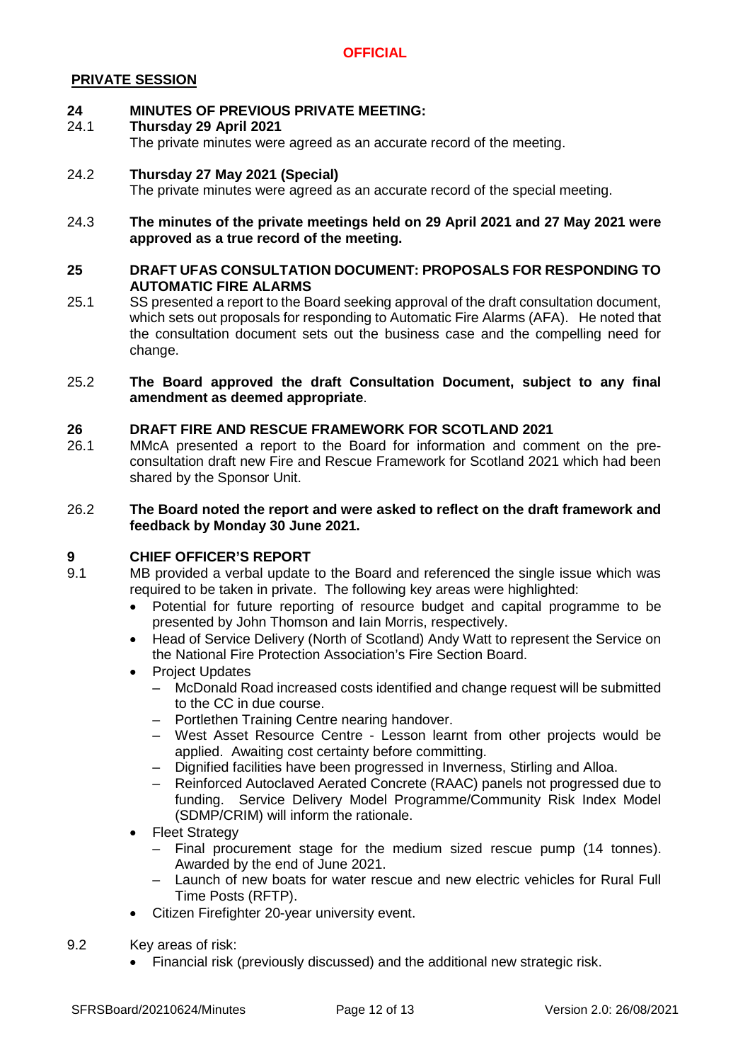**OFFICIAL**

**PRIVATE SESSION**

**24 MINUTES OF PREVIOUS PRIVATE MEETING:**

24.1 **Thursday 29 April 2021**

The private minutes were agreed as an accurate record of the meeting.

24.2 **Thursday 27 May 2021 (Special)**

The private minutes were agreed as an accurate record of the special meeting.

24.3 **The minutes of the private meetings held on 29 April 2021 and 27 May 2021 were approved as a true record of the meeting.**

**25 DRAFT UFAS CONSULTATION DOCUMENT: PROPOSALS FOR RESPONDING TO AUTOMATIC FIRE ALARMS**

25.1 SS presented a report to the Board seeking approval of the draft consultation document, which sets out proposals for responding to Automatic Fire Alarms (AFA). He noted that the consultation document sets out the business case and the compelling need for change.

25.2 **The Board approved the draft Consultation Document, subject to any final amendment as deemed appropriate**.

**26 DRAFT FIRE AND RESCUE FRAMEWORK FOR SCOTLAND 2021**

26.1 MMcA presented a report to the Board for information and comment on the pre-consultation draft new Fire and Rescue Framework for Scotland 2021 which had been shared by the Sponsor Unit.

26.2 **The Board noted the report and were asked to reflect on the draft framework and feedback by Monday 30 June 2021.**

**9 CHIEF OFFICER'S REPORT**

9.1 MB provided a verbal update to the Board and referenced the single issue which was required to be taken in private. The following key areas were highlighted:

- Potential for future reporting of resource budget and capital programme to be presented by John Thomson and Iain Morris, respectively.
- Head of Service Delivery (North of Scotland) Andy Watt to represent the Service on the National Fire Protection Association's Fire Section Board.
- Project Updates
  - McDonald Road increased costs identified and change request will be submitted to the CC in due course.
  - Portlethen Training Centre nearing handover.
  - West Asset Resource Centre - Lesson learnt from other projects would be applied. Awaiting cost certainty before committing.
  - Dignified facilities have been progressed in Inverness, Stirling and Alloa.
  - Reinforced Autoclaved Aerated Concrete (RAAC) panels not progressed due to funding. Service Delivery Model Programme/Community Risk Index Model (SDMP/CRIM) will inform the rationale.
- Fleet Strategy
  - Final procurement stage for the medium sized rescue pump (14 tonnes). Awarded by the end of June 2021.
  - Launch of new boats for water rescue and new electric vehicles for Rural Full Time Posts (RFTP).
- Citizen Firefighter 20-year university event.

9.2 Key areas of risk:

- Financial risk (previously discussed) and the additional new strategic risk.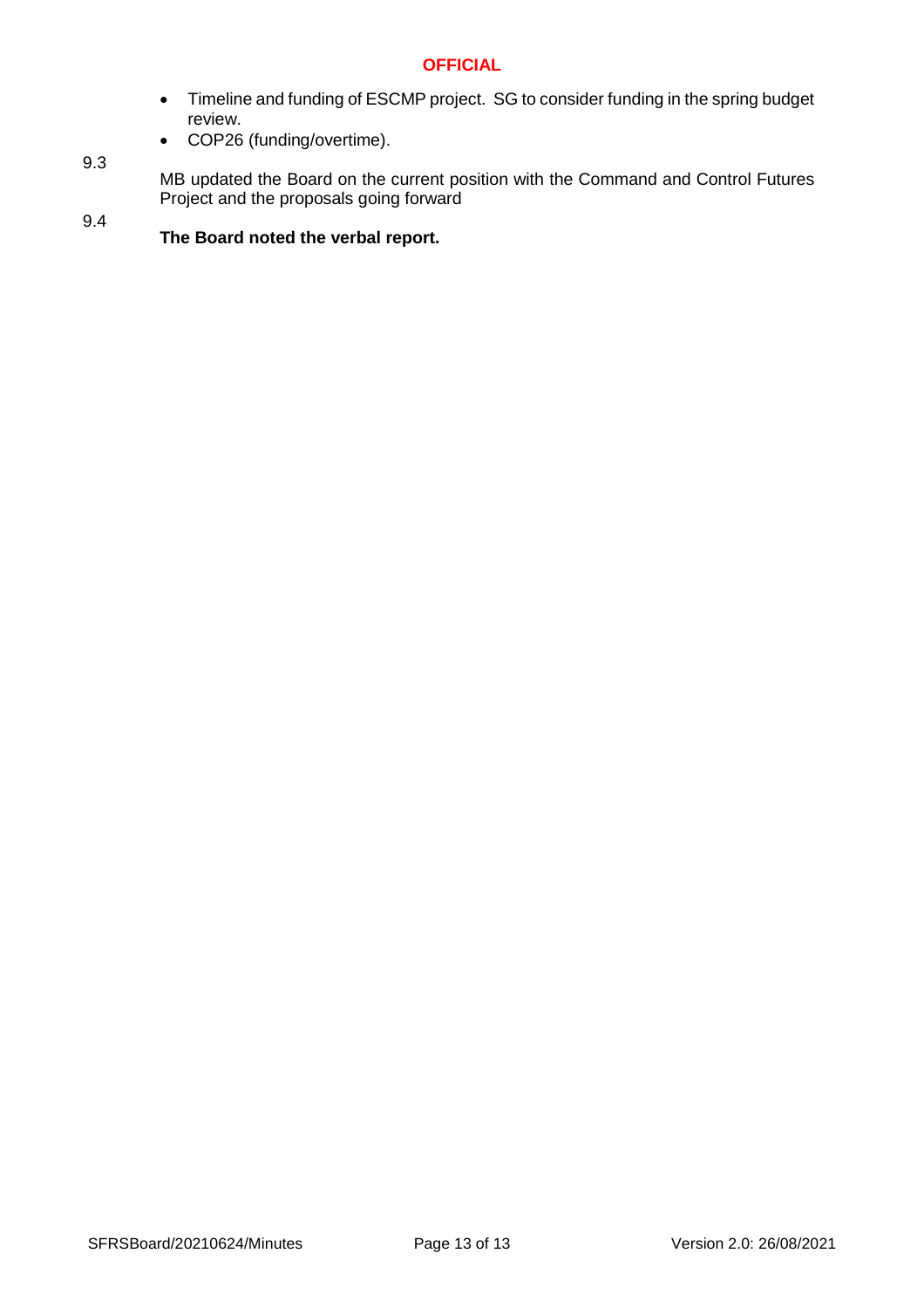- Timeline and funding of ESCMP project. SG to consider funding in the spring budget review.
- COP26 (funding/overtime).

9.3 MB updated the Board on the current position with the Command and Control Futures Project and the proposals going forward

9.4 **The Board noted the verbal report.**